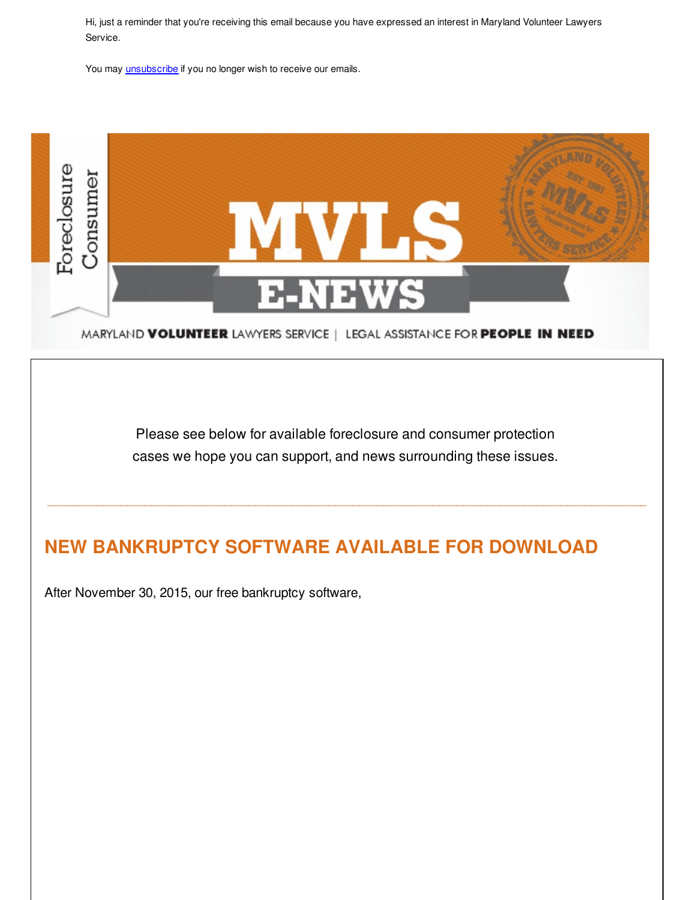Hi, just a reminder that you're receiving this email because you have expressed an interest in Maryland Volunteer Lawyers Service.

You may unsubscribe if you no longer wish to receive our emails.

Foreclosure Consumer

# MVLS E-NEWS

MARYLAND VOLUNTEER LAWYERS SERVICE | LEGAL ASSISTANCE FOR PEOPLE IN NEED

Please see below for available foreclosure and consumer protection cases we hope you can support, and news surrounding these issues.

---

## NEW BANKRUPTCY SOFTWARE AVAILABLE FOR DOWNLOAD

After November 30, 2015, our free bankruptcy software,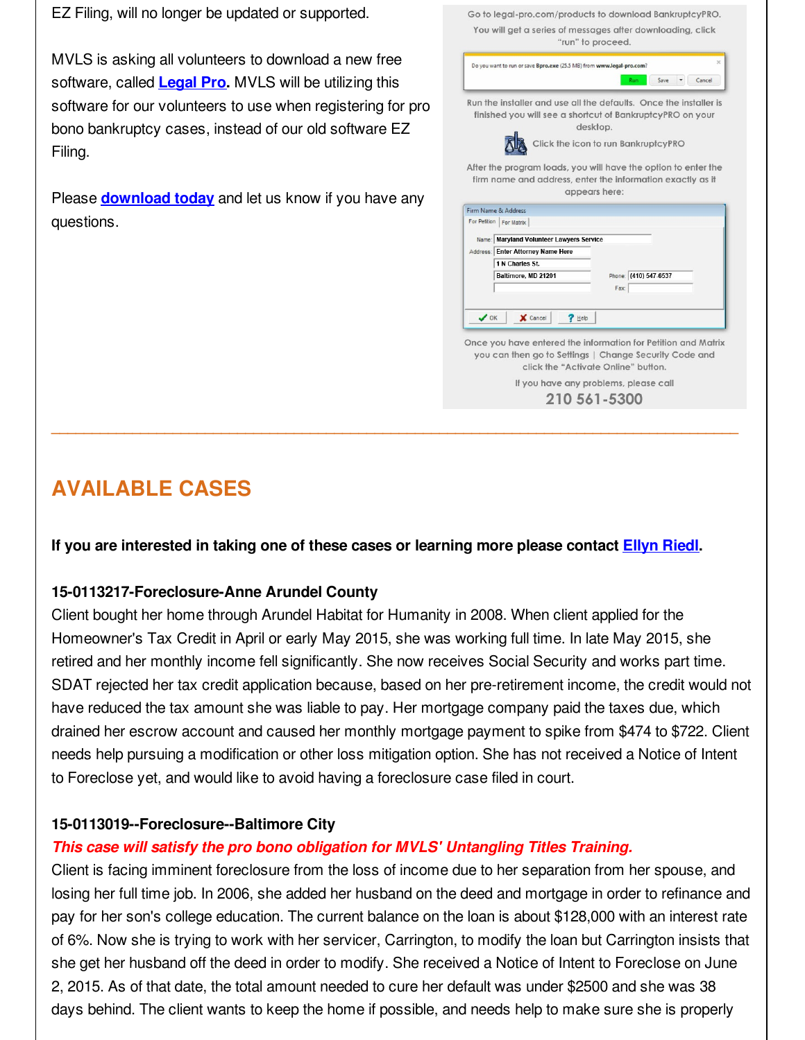EZ Filing, will no longer be updated or supported.

MVLS is asking all volunteers to download a new free software, called **Legal Pro**. MVLS will be utilizing this software for our volunteers to use when registering for pro bono bankruptcy cases, instead of our old software EZ Filing.

Please **download today** and let us know if you have any questions.

Go to legal-pro.com/products to download BankruptcyPRO.

You will get a series of messages after downloading, click "run" to proceed.

Do you want to run or save Bpro.exe (25.5 MB) from www.legal-pro.com?

Run | Save | Cancel

Run the installer and use all the defaults. Once the installer is finished you will see a shortcut of BankruptcyPRO on your desktop.

Click the icon to run BankruptcyPRO

After the program loads, you will have the option to enter the firm name and address, enter the information exactly as it appears here:

Firm Name & Address

For Petition | For Matrix

Name: Maryland Volunteer Lawyers Service

Address: Enter Attorney Name Here

1 N Charles St.

Baltimore, MD 21201

Phone: (410) 547-6537

Fax:

OK | Cancel | Help

Once you have entered the information for Petition and Matrix you can then go to Settings | Change Security Code and click the "Activate Online" button.

If you have any problems, please call

210 561-5300

---

## AVAILABLE CASES

**If you are interested in taking one of these cases or learning more please contact Ellyn Riedl.**

**15-0113217-Foreclosure-Anne Arundel County**

Client bought her home through Arundel Habitat for Humanity in 2008. When client applied for the Homeowner's Tax Credit in April or early May 2015, she was working full time. In late May 2015, she retired and her monthly income fell significantly. She now receives Social Security and works part time. SDAT rejected her tax credit application because, based on her pre-retirement income, the credit would not have reduced the tax amount she was liable to pay. Her mortgage company paid the taxes due, which drained her escrow account and caused her monthly mortgage payment to spike from $474 to $722. Client needs help pursuing a modification or other loss mitigation option. She has not received a Notice of Intent to Foreclose yet, and would like to avoid having a foreclosure case filed in court.

**15-0113019--Foreclosure--Baltimore City**

***This case will satisfy the pro bono obligation for MVLS' Untangling Titles Training.***

Client is facing imminent foreclosure from the loss of income due to her separation from her spouse, and losing her full time job. In 2006, she added her husband on the deed and mortgage in order to refinance and pay for her son's college education. The current balance on the loan is about $128,000 with an interest rate of 6%. Now she is trying to work with her servicer, Carrington, to modify the loan but Carrington insists that she get her husband off the deed in order to modify. She received a Notice of Intent to Foreclose on June 2, 2015. As of that date, the total amount needed to cure her default was under $2500 and she was 38 days behind. The client wants to keep the home if possible, and needs help to make sure she is properly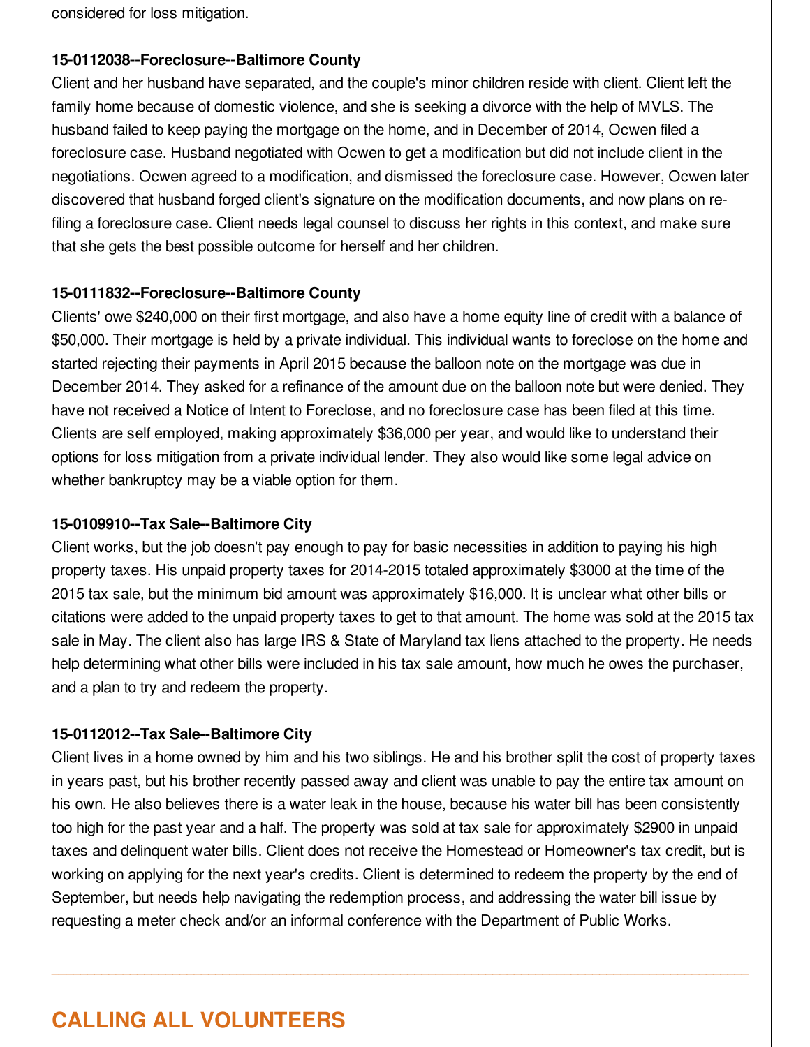considered for loss mitigation.

**15-0112038--Foreclosure--Baltimore County**

Client and her husband have separated, and the couple's minor children reside with client. Client left the family home because of domestic violence, and she is seeking a divorce with the help of MVLS. The husband failed to keep paying the mortgage on the home, and in December of 2014, Ocwen filed a foreclosure case. Husband negotiated with Ocwen to get a modification but did not include client in the negotiations. Ocwen agreed to a modification, and dismissed the foreclosure case. However, Ocwen later discovered that husband forged client's signature on the modification documents, and now plans on re-filing a foreclosure case. Client needs legal counsel to discuss her rights in this context, and make sure that she gets the best possible outcome for herself and her children.

**15-0111832--Foreclosure--Baltimore County**

Clients' owe $240,000 on their first mortgage, and also have a home equity line of credit with a balance of $50,000. Their mortgage is held by a private individual. This individual wants to foreclose on the home and started rejecting their payments in April 2015 because the balloon note on the mortgage was due in December 2014. They asked for a refinance of the amount due on the balloon note but were denied. They have not received a Notice of Intent to Foreclose, and no foreclosure case has been filed at this time. Clients are self employed, making approximately $36,000 per year, and would like to understand their options for loss mitigation from a private individual lender. They also would like some legal advice on whether bankruptcy may be a viable option for them.

**15-0109910--Tax Sale--Baltimore City**

Client works, but the job doesn't pay enough to pay for basic necessities in addition to paying his high property taxes. His unpaid property taxes for 2014-2015 totaled approximately $3000 at the time of the 2015 tax sale, but the minimum bid amount was approximately $16,000. It is unclear what other bills or citations were added to the unpaid property taxes to get to that amount. The home was sold at the 2015 tax sale in May. The client also has large IRS & State of Maryland tax liens attached to the property. He needs help determining what other bills were included in his tax sale amount, how much he owes the purchaser, and a plan to try and redeem the property.

**15-0112012--Tax Sale--Baltimore City**

Client lives in a home owned by him and his two siblings. He and his brother split the cost of property taxes in years past, but his brother recently passed away and client was unable to pay the entire tax amount on his own. He also believes there is a water leak in the house, because his water bill has been consistently too high for the past year and a half. The property was sold at tax sale for approximately $2900 in unpaid taxes and delinquent water bills. Client does not receive the Homestead or Homeowner's tax credit, but is working on applying for the next year's credits. Client is determined to redeem the property by the end of September, but needs help navigating the redemption process, and addressing the water bill issue by requesting a meter check and/or an informal conference with the Department of Public Works.

---

## CALLING ALL VOLUNTEERS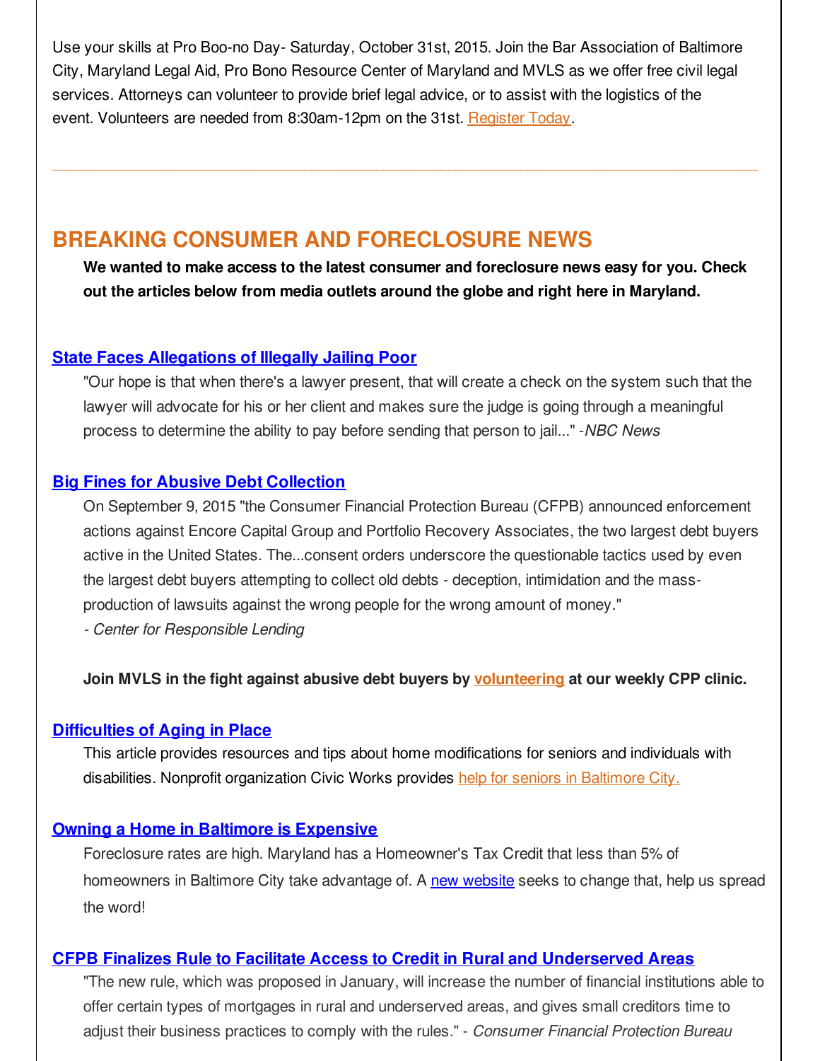Use your skills at Pro Boo-no Day- Saturday, October 31st, 2015. Join the Bar Association of Baltimore City, Maryland Legal Aid, Pro Bono Resource Center of Maryland and MVLS as we offer free civil legal services. Attorneys can volunteer to provide brief legal advice, or to assist with the logistics of the event. Volunteers are needed from 8:30am-12pm on the 31st. Register Today.

---

## BREAKING CONSUMER AND FORECLOSURE NEWS

**We wanted to make access to the latest consumer and foreclosure news easy for you. Check out the articles below from media outlets around the globe and right here in Maryland.**

### State Faces Allegations of Illegally Jailing Poor

"Our hope is that when there's a lawyer present, that will create a check on the system such that the lawyer will advocate for his or her client and makes sure the judge is going through a meaningful process to determine the ability to pay before sending that person to jail..." -*NBC News*

### Big Fines for Abusive Debt Collection

On September 9, 2015 "the Consumer Financial Protection Bureau (CFPB) announced enforcement actions against Encore Capital Group and Portfolio Recovery Associates, the two largest debt buyers active in the United States. The...consent orders underscore the questionable tactics used by even the largest debt buyers attempting to collect old debts - deception, intimidation and the mass-production of lawsuits against the wrong people for the wrong amount of money."
*- Center for Responsible Lending*

**Join MVLS in the fight against abusive debt buyers by volunteering at our weekly CPP clinic.**

### Difficulties of Aging in Place

This article provides resources and tips about home modifications for seniors and individuals with disabilities. Nonprofit organization Civic Works provides help for seniors in Baltimore City.

### Owning a Home in Baltimore is Expensive

Foreclosure rates are high. Maryland has a Homeowner's Tax Credit that less than 5% of homeowners in Baltimore City take advantage of. A new website seeks to change that, help us spread the word!

### CFPB Finalizes Rule to Facilitate Access to Credit in Rural and Underserved Areas

"The new rule, which was proposed in January, will increase the number of financial institutions able to offer certain types of mortgages in rural and underserved areas, and gives small creditors time to adjust their business practices to comply with the rules." - *Consumer Financial Protection Bureau*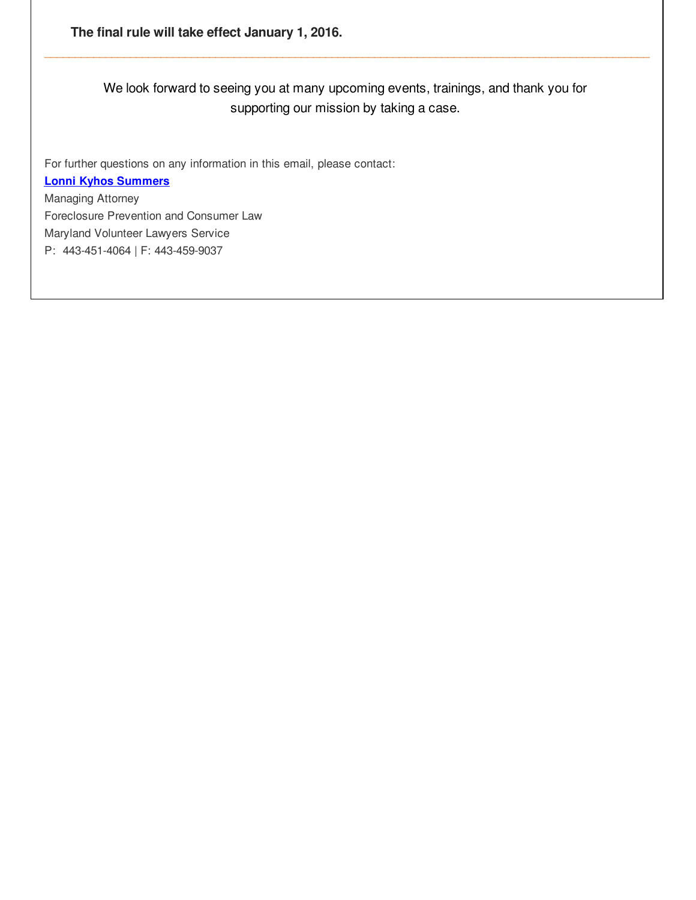**The final rule will take effect January 1, 2016.**

---

We look forward to seeing you at many upcoming events, trainings, and thank you for supporting our mission by taking a case.

For further questions on any information in this email, please contact:

**Lonni Kyhos Summers**
Managing Attorney
Foreclosure Prevention and Consumer Law
Maryland Volunteer Lawyers Service
P: 443-451-4064 | F: 443-459-9037